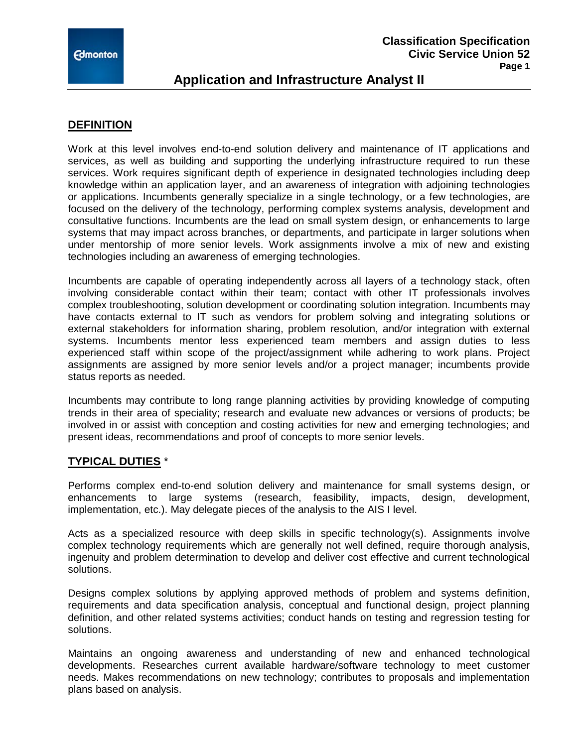# Application and Infrastructure Analyst II

## DEFINITION

Work at this level involves end-to-end solution delivery and maintenance of IT applications and services, as well as building and supporting the underlying infrastructure required to run these services. Work requires significant depth of experience in designated technologies including deep knowledge within an application layer, and an awareness of integration with adjoining technologies or applications. Incumbents generally specialize in a single technology, or a few technologies, are focused on the delivery of the technology, performing complex systems analysis, development and consultative functions. Incumbents are the lead on small system design, or enhancements to large systems that may impact across branches, or departments, and participate in larger solutions when under mentorship of more senior levels. Work assignments involve a mix of new and existing technologies including an awareness of emerging technologies.

Incumbents are capable of operating independently across all layers of a technology stack, often involving considerable contact within their team; contact with other IT professionals involves complex troubleshooting, solution development or coordinating solution integration. Incumbents may have contacts external to IT such as vendors for problem solving and integrating solutions or external stakeholders for information sharing, problem resolution, and/or integration with external systems. Incumbents mentor less experienced team members and assign duties to less experienced staff within scope of the project/assignment while adhering to work plans. Project assignments are assigned by more senior levels and/or a project manager; incumbents provide status reports as needed.

Incumbents may contribute to long range planning activities by providing knowledge of computing trends in their area of speciality; research and evaluate new advances or versions of products; be involved in or assist with conception and costing activities for new and emerging technologies; and present ideas, recommendations and proof of concepts to more senior levels.

## TYPICAL DUTIES *

Performs complex end-to-end solution delivery and maintenance for small systems design, or enhancements to large systems (research, feasibility, impacts, design, development, implementation, etc.). May delegate pieces of the analysis to the AIS I level.

Acts as a specialized resource with deep skills in specific technology(s). Assignments involve complex technology requirements which are generally not well defined, require thorough analysis, ingenuity and problem determination to develop and deliver cost effective and current technological solutions.

Designs complex solutions by applying approved methods of problem and systems definition, requirements and data specification analysis, conceptual and functional design, project planning definition, and other related systems activities; conduct hands on testing and regression testing for solutions.

Maintains an ongoing awareness and understanding of new and enhanced technological developments. Researches current available hardware/software technology to meet customer needs. Makes recommendations on new technology; contributes to proposals and implementation plans based on analysis.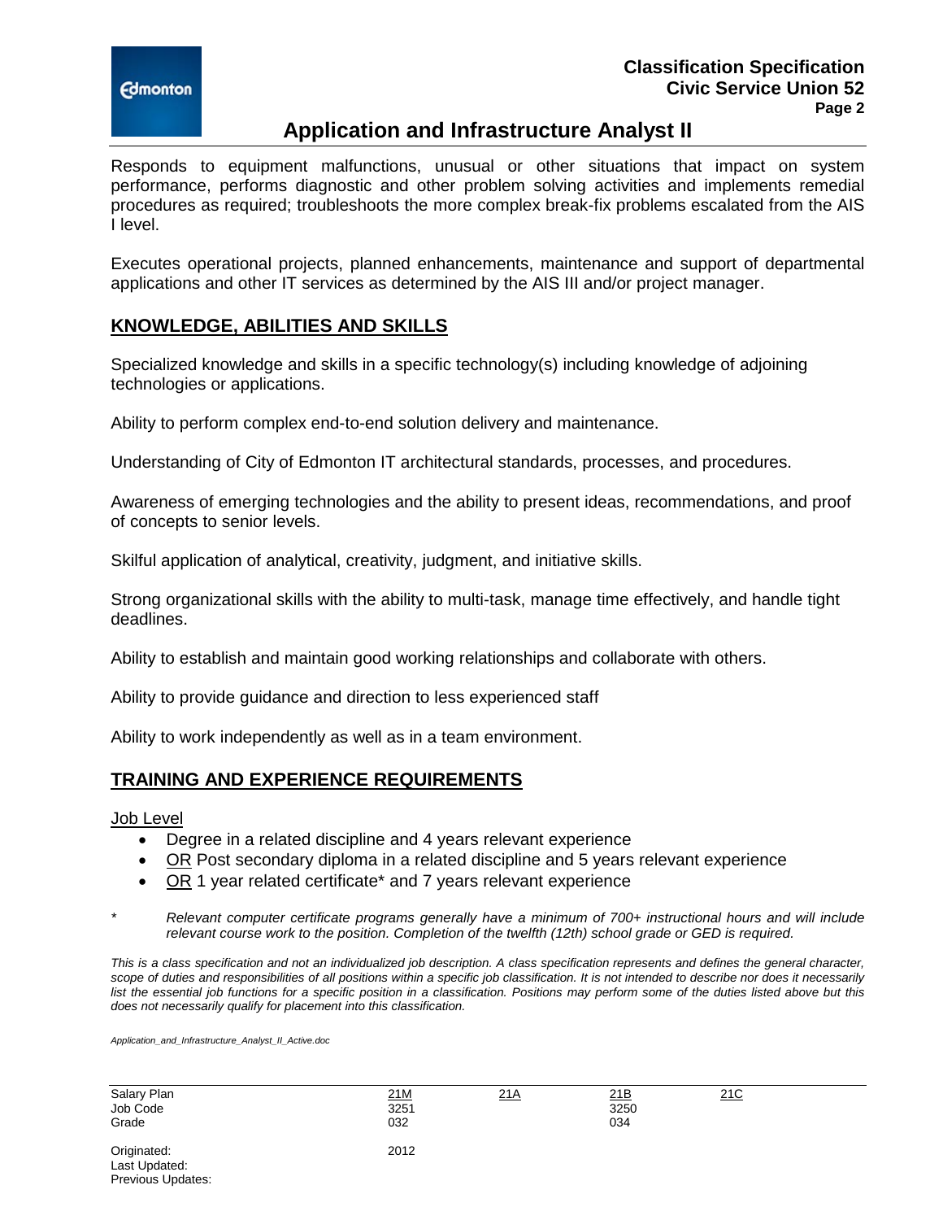Responds to equipment malfunctions, unusual or other situations that impact on system performance, performs diagnostic and other problem solving activities and implements remedial procedures as required; troubleshoots the more complex break-fix problems escalated from the AIS I level.

Executes operational projects, planned enhancements, maintenance and support of departmental applications and other IT services as determined by the AIS III and/or project manager.

## KNOWLEDGE, ABILITIES AND SKILLS

Specialized knowledge and skills in a specific technology(s) including knowledge of adjoining technologies or applications.

Ability to perform complex end-to-end solution delivery and maintenance.

Understanding of City of Edmonton IT architectural standards, processes, and procedures.

Awareness of emerging technologies and the ability to present ideas, recommendations, and proof of concepts to senior levels.

Skilful application of analytical, creativity, judgment, and initiative skills.

Strong organizational skills with the ability to multi-task, manage time effectively, and handle tight deadlines.

Ability to establish and maintain good working relationships and collaborate with others.

Ability to provide guidance and direction to less experienced staff

Ability to work independently as well as in a team environment.

## TRAINING AND EXPERIENCE REQUIREMENTS

Job Level

- Degree in a related discipline and 4 years relevant experience
- OR Post secondary diploma in a related discipline and 5 years relevant experience
- OR 1 year related certificate* and 7 years relevant experience

\* *Relevant computer certificate programs generally have a minimum of 700+ instructional hours and will include relevant course work to the position. Completion of the twelfth (12th) school grade or GED is required.*

*This is a class specification and not an individualized job description. A class specification represents and defines the general character, scope of duties and responsibilities of all positions within a specific job classification. It is not intended to describe nor does it necessarily list the essential job functions for a specific position in a classification. Positions may perform some of the duties listed above but this does not necessarily qualify for placement into this classification.*

*Application_and_Infrastructure_Analyst_II_Active.doc*

| | | | | |
|---|---|---|---|---|
| Salary Plan | 21M | 21A | 21B | 21C |
| Job Code | 3251 | | 3250 | |
| Grade | 032 | | 034 | |
| Originated: | 2012 | | | |
| Last Updated: | | | | |
| Previous Updates: | | | | |